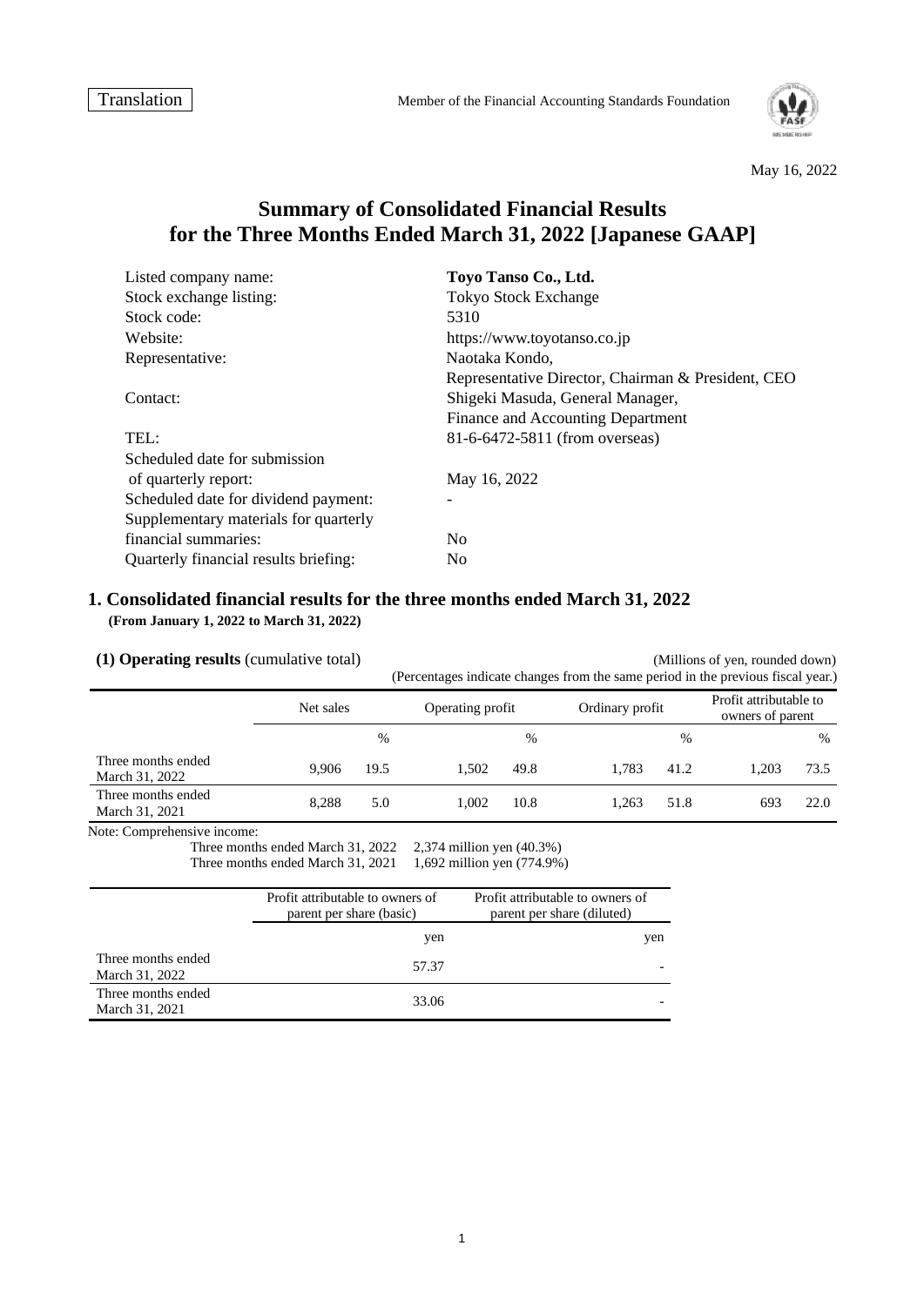Translation

Member of the Financial Accounting Standards Foundation

May 16, 2022

# Summary of Consolidated Financial Results for the Three Months Ended March 31, 2022 [Japanese GAAP]

| | |
|---|---|
| Listed company name: | **Toyo Tanso Co., Ltd.** |
| Stock exchange listing: | Tokyo Stock Exchange |
| Stock code: | 5310 |
| Website: | https://www.toyotanso.co.jp |
| Representative: | Naotaka Kondo, Representative Director, Chairman & President, CEO |
| Contact: | Shigeki Masuda, General Manager, Finance and Accounting Department |
| TEL: | 81-6-6472-5811 (from overseas) |
| Scheduled date for submission of quarterly report: | May 16, 2022 |
| Scheduled date for dividend payment: | - |
| Supplementary materials for quarterly financial summaries: | No |
| Quarterly financial results briefing: | No |

## 1. Consolidated financial results for the three months ended March 31, 2022

**(From January 1, 2022 to March 31, 2022)**

### (1) Operating results (cumulative total)

(Millions of yen, rounded down)

(Percentages indicate changes from the same period in the previous fiscal year.)

| | Net sales | | Operating profit | | Ordinary profit | | Profit attributable to owners of parent | |
|---|---|---|---|---|---|---|---|---|
| | | % | | % | | % | | % |
| Three months ended March 31, 2022 | 9,906 | 19.5 | 1,502 | 49.8 | 1,783 | 41.2 | 1,203 | 73.5 |
| Three months ended March 31, 2021 | 8,288 | 5.0 | 1,002 | 10.8 | 1,263 | 51.8 | 693 | 22.0 |

Note: Comprehensive income:
Three months ended March 31, 2022 2,374 million yen (40.3%)
Three months ended March 31, 2021 1,692 million yen (774.9%)

| | Profit attributable to owners of parent per share (basic) | Profit attributable to owners of parent per share (diluted) |
|---|---|---|
| | yen | yen |
| Three months ended March 31, 2022 | 57.37 | - |
| Three months ended March 31, 2021 | 33.06 | - |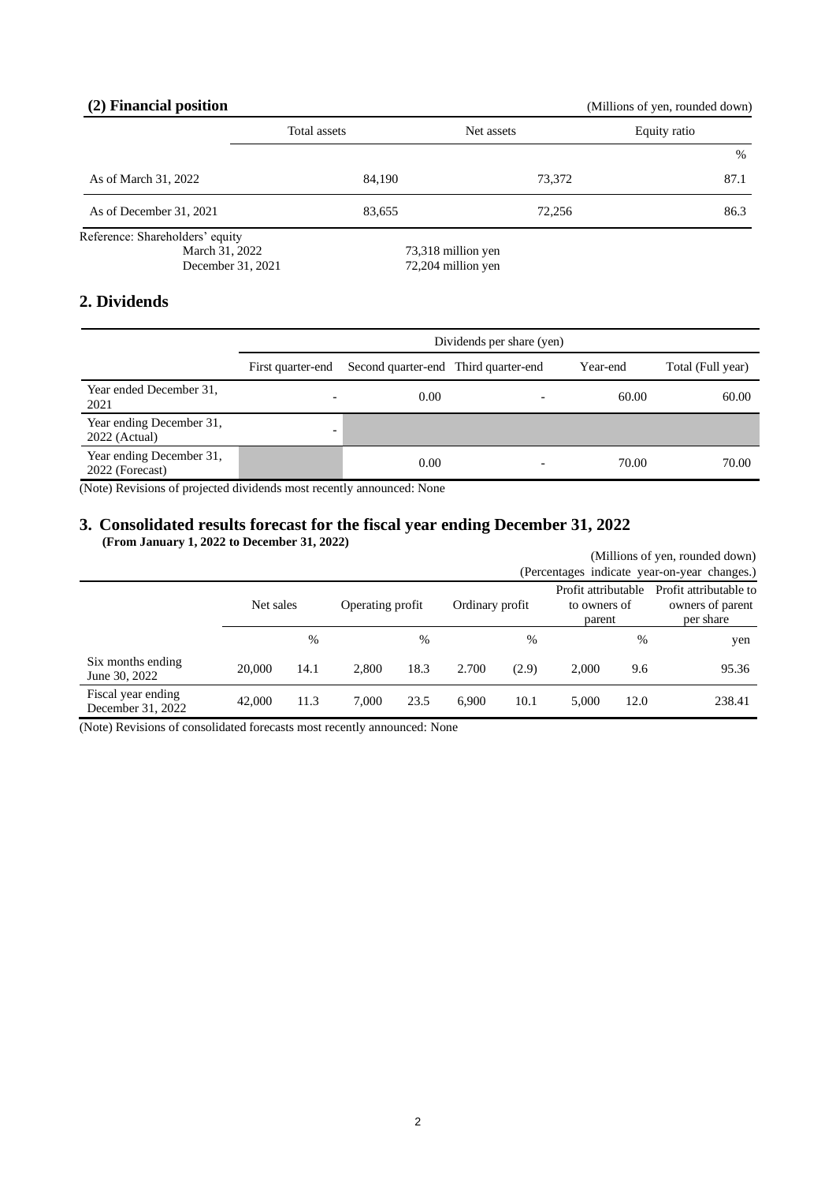### (2) Financial position

(Millions of yen, rounded down)

| | Total assets | Net assets | Equity ratio |
|---|---|---|---|
| | | | % |
| As of March 31, 2022 | 84,190 | 73,372 | 87.1 |
| As of December 31, 2021 | 83,655 | 72,256 | 86.3 |

Reference: Shareholders' equity
March 31, 2022 73,318 million yen
December 31, 2021 72,204 million yen

## 2. Dividends

| | Dividends per share (yen) | | | | |
|---|---|---|---|---|---|
| | First quarter-end | Second quarter-end | Third quarter-end | Year-end | Total (Full year) |
| Year ended December 31, 2021 | - | 0.00 | - | 60.00 | 60.00 |
| Year ending December 31, 2022 (Actual) | - | | | | |
| Year ending December 31, 2022 (Forecast) | | 0.00 | - | 70.00 | 70.00 |

(Note) Revisions of projected dividends most recently announced: None

## 3. Consolidated results forecast for the fiscal year ending December 31, 2022

**(From January 1, 2022 to December 31, 2022)**

(Millions of yen, rounded down)
(Percentages indicate year-on-year changes.)

| | Net sales | | Operating profit | | Ordinary profit | | Profit attributable to owners of parent | | Profit attributable to owners of parent per share |
|---|---|---|---|---|---|---|---|---|---|
| | | % | | % | | % | | % | yen |
| Six months ending June 30, 2022 | 20,000 | 14.1 | 2,800 | 18.3 | 2.700 | (2.9) | 2,000 | 9.6 | 95.36 |
| Fiscal year ending December 31, 2022 | 42,000 | 11.3 | 7,000 | 23.5 | 6,900 | 10.1 | 5,000 | 12.0 | 238.41 |

(Note) Revisions of consolidated forecasts most recently announced: None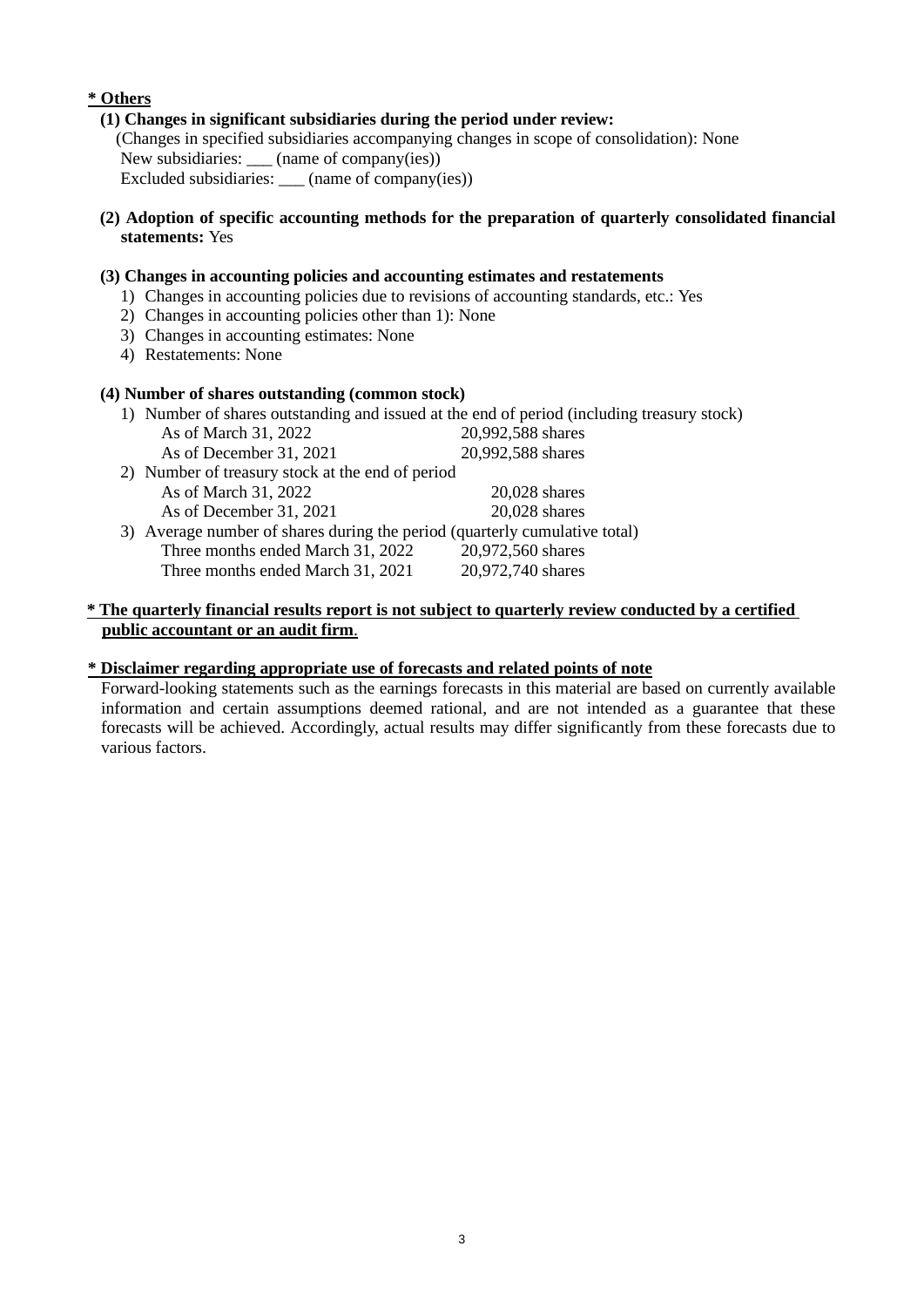**\* Others**

**(1) Changes in significant subsidiaries during the period under review:**

(Changes in specified subsidiaries accompanying changes in scope of consolidation): None

New subsidiaries: ___ (name of company(ies))

Excluded subsidiaries: ___ (name of company(ies))

**(2) Adoption of specific accounting methods for the preparation of quarterly consolidated financial statements:** Yes

**(3) Changes in accounting policies and accounting estimates and restatements**

1) Changes in accounting policies due to revisions of accounting standards, etc.: Yes
2) Changes in accounting policies other than 1): None
3) Changes in accounting estimates: None
4) Restatements: None

**(4) Number of shares outstanding (common stock)**

1) Number of shares outstanding and issued at the end of period (including treasury stock)

| | |
|---|---|
| As of March 31, 2022 | 20,992,588 shares |
| As of December 31, 2021 | 20,992,588 shares |

2) Number of treasury stock at the end of period

| | |
|---|---|
| As of March 31, 2022 | 20,028 shares |
| As of December 31, 2021 | 20,028 shares |

3) Average number of shares during the period (quarterly cumulative total)

| | |
|---|---|
| Three months ended March 31, 2022 | 20,972,560 shares |
| Three months ended March 31, 2021 | 20,972,740 shares |

**\* The quarterly financial results report is not subject to quarterly review conducted by a certified public accountant or an audit firm.**

**\* Disclaimer regarding appropriate use of forecasts and related points of note**

Forward-looking statements such as the earnings forecasts in this material are based on currently available information and certain assumptions deemed rational, and are not intended as a guarantee that these forecasts will be achieved. Accordingly, actual results may differ significantly from these forecasts due to various factors.